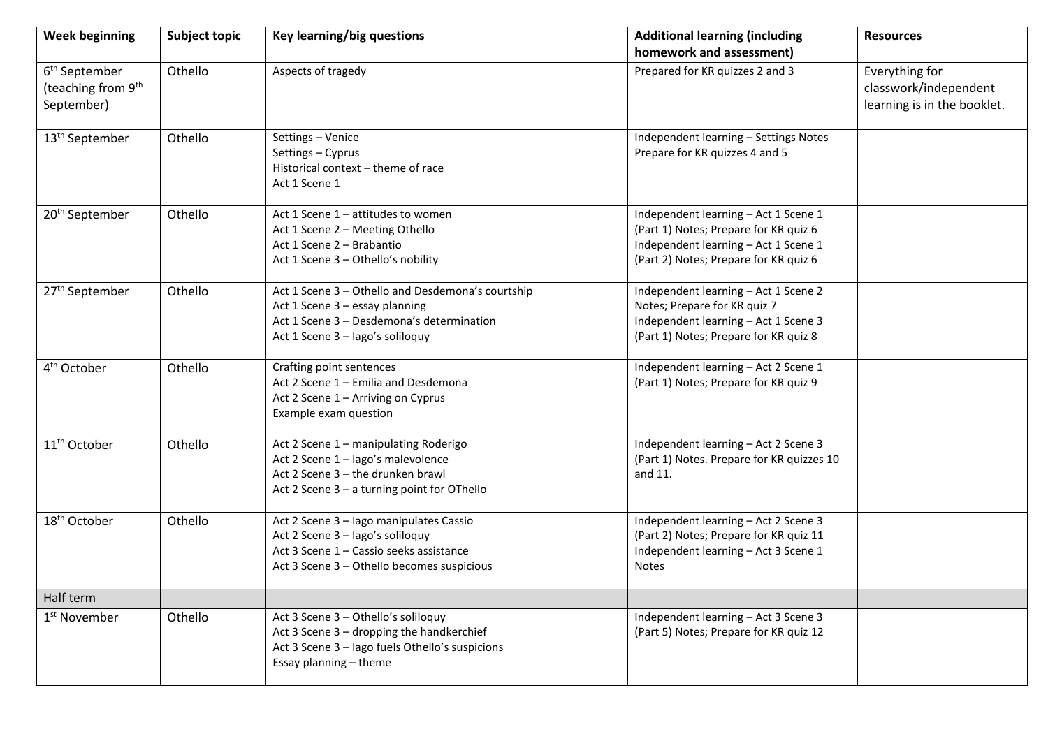| Week beginning | Subject topic | Key learning/big questions | Additional learning (including homework and assessment) | Resources |
|---|---|---|---|---|
| 6th September (teaching from 9th September) | Othello | Aspects of tragedy | Prepared for KR quizzes 2 and 3 | Everything for classwork/independent learning is in the booklet. |
| 13th September | Othello | Settings – Venice<br>Settings – Cyprus<br>Historical context – theme of race<br>Act 1 Scene 1 | Independent learning – Settings Notes<br>Prepare for KR quizzes 4 and 5 | |
| 20th September | Othello | Act 1 Scene 1 – attitudes to women<br>Act 1 Scene 2 – Meeting Othello<br>Act 1 Scene 2 – Brabantio<br>Act 1 Scene 3 – Othello's nobility | Independent learning – Act 1 Scene 1 (Part 1) Notes; Prepare for KR quiz 6<br>Independent learning – Act 1 Scene 1 (Part 2) Notes; Prepare for KR quiz 6 | |
| 27th September | Othello | Act 1 Scene 3 – Othello and Desdemona's courtship<br>Act 1 Scene 3 – essay planning<br>Act 1 Scene 3 – Desdemona's determination<br>Act 1 Scene 3 – Iago's soliloquy | Independent learning – Act 1 Scene 2 Notes; Prepare for KR quiz 7<br>Independent learning – Act 1 Scene 3 (Part 1) Notes; Prepare for KR quiz 8 | |
| 4th October | Othello | Crafting point sentences<br>Act 2 Scene 1 – Emilia and Desdemona<br>Act 2 Scene 1 – Arriving on Cyprus<br>Example exam question | Independent learning – Act 2 Scene 1 (Part 1) Notes; Prepare for KR quiz 9 | |
| 11th October | Othello | Act 2 Scene 1 – manipulating Roderigo<br>Act 2 Scene 1 – Iago's malevolence<br>Act 2 Scene 3 – the drunken brawl<br>Act 2 Scene 3 – a turning point for OThello | Independent learning – Act 2 Scene 3 (Part 1) Notes. Prepare for KR quizzes 10 and 11. | |
| 18th October | Othello | Act 2 Scene 3 – Iago manipulates Cassio<br>Act 2 Scene 3 – Iago's soliloquy<br>Act 3 Scene 1 – Cassio seeks assistance<br>Act 3 Scene 3 – Othello becomes suspicious | Independent learning – Act 2 Scene 3 (Part 2) Notes; Prepare for KR quiz 11<br>Independent learning – Act 3 Scene 1 Notes | |
| Half term | | | | |
| 1st November | Othello | Act 3 Scene 3 – Othello's soliloquy<br>Act 3 Scene 3 – dropping the handkerchief<br>Act 3 Scene 3 – Iago fuels Othello's suspicions<br>Essay planning – theme | Independent learning – Act 3 Scene 3 (Part 5) Notes; Prepare for KR quiz 12 | |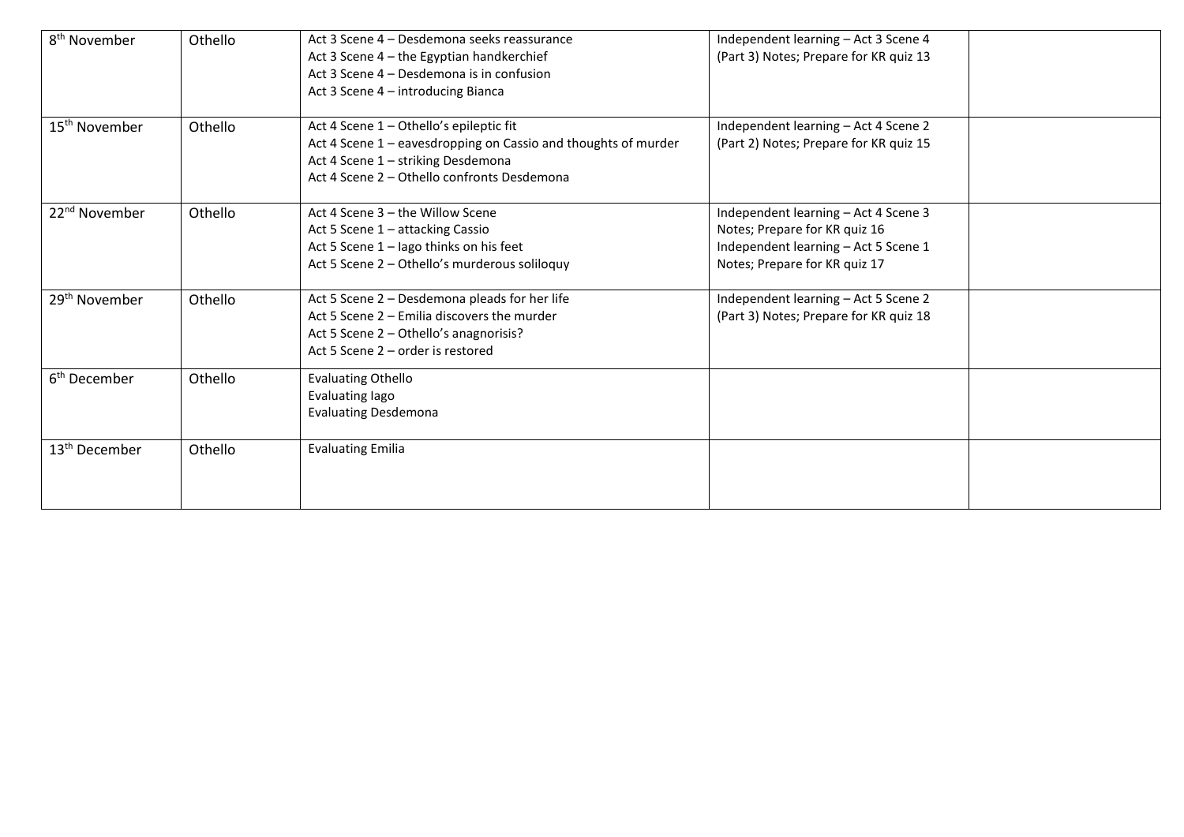| | | | | |
|---|---|---|---|---|
| 8th November | Othello | Act 3 Scene 4 – Desdemona seeks reassurance<br>Act 3 Scene 4 – the Egyptian handkerchief<br>Act 3 Scene 4 – Desdemona is in confusion<br>Act 3 Scene 4 – introducing Bianca | Independent learning – Act 3 Scene 4 (Part 3) Notes; Prepare for KR quiz 13 | |
| 15th November | Othello | Act 4 Scene 1 – Othello's epileptic fit<br>Act 4 Scene 1 – eavesdropping on Cassio and thoughts of murder<br>Act 4 Scene 1 – striking Desdemona<br>Act 4 Scene 2 – Othello confronts Desdemona | Independent learning – Act 4 Scene 2 (Part 2) Notes; Prepare for KR quiz 15 | |
| 22nd November | Othello | Act 4 Scene 3 – the Willow Scene<br>Act 5 Scene 1 – attacking Cassio<br>Act 5 Scene 1 – Iago thinks on his feet<br>Act 5 Scene 2 – Othello's murderous soliloquy | Independent learning – Act 4 Scene 3 Notes; Prepare for KR quiz 16<br>Independent learning – Act 5 Scene 1 Notes; Prepare for KR quiz 17 | |
| 29th November | Othello | Act 5 Scene 2 – Desdemona pleads for her life<br>Act 5 Scene 2 – Emilia discovers the murder<br>Act 5 Scene 2 – Othello's anagnorisis?<br>Act 5 Scene 2 – order is restored | Independent learning – Act 5 Scene 2 (Part 3) Notes; Prepare for KR quiz 18 | |
| 6th December | Othello | Evaluating Othello<br>Evaluating Iago<br>Evaluating Desdemona | | |
| 13th December | Othello | Evaluating Emilia | | |